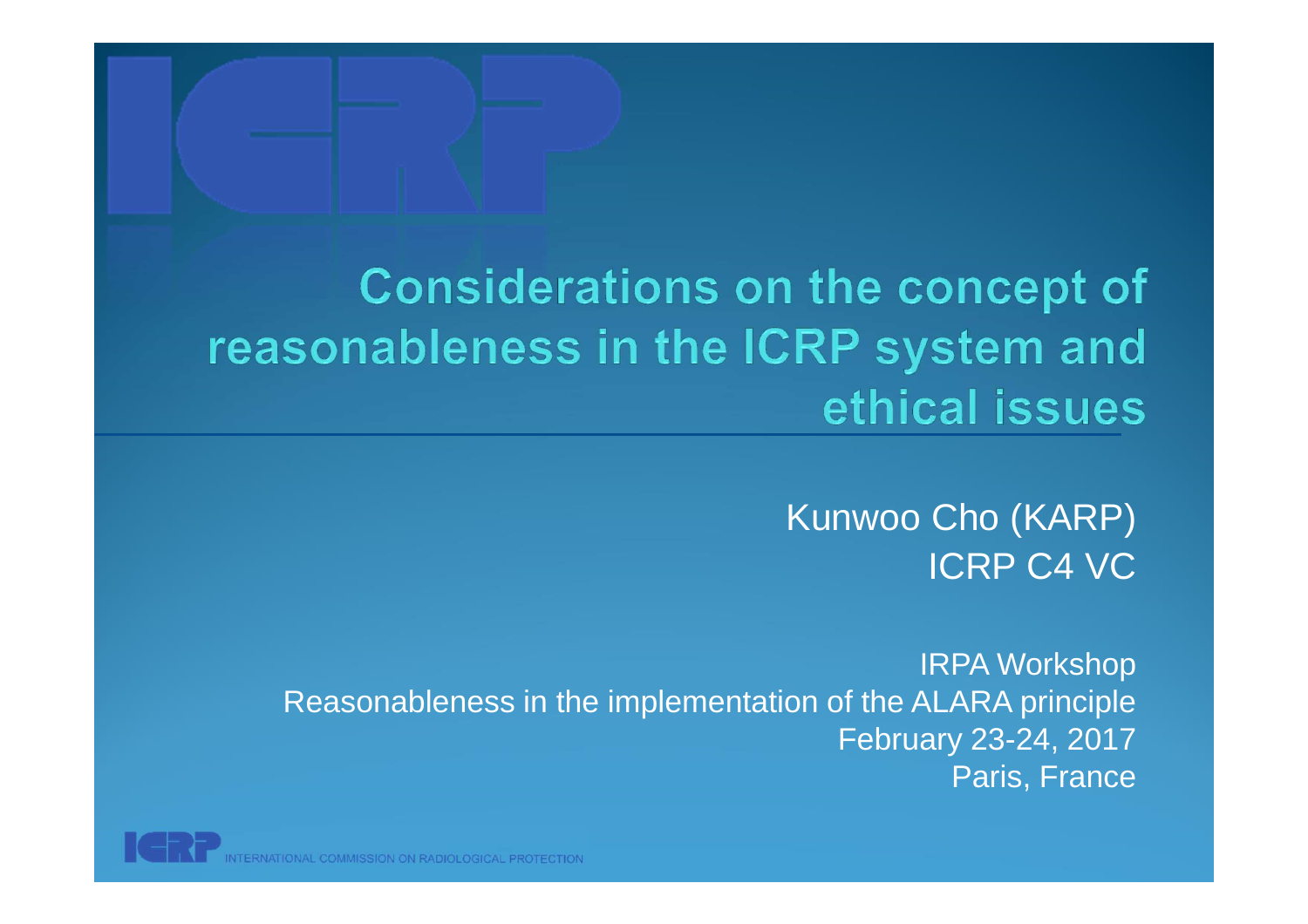# Considerations on the concept of reasonableness in the ICRP system and ethical issues

Kunwoo Cho (KARP)
ICRP C4 VC

IRPA Workshop
Reasonableness in the implementation of the ALARA principle
February 23-24, 2017
Paris, France

INTERNATIONAL COMMISSION ON RADIOLOGICAL PROTECTION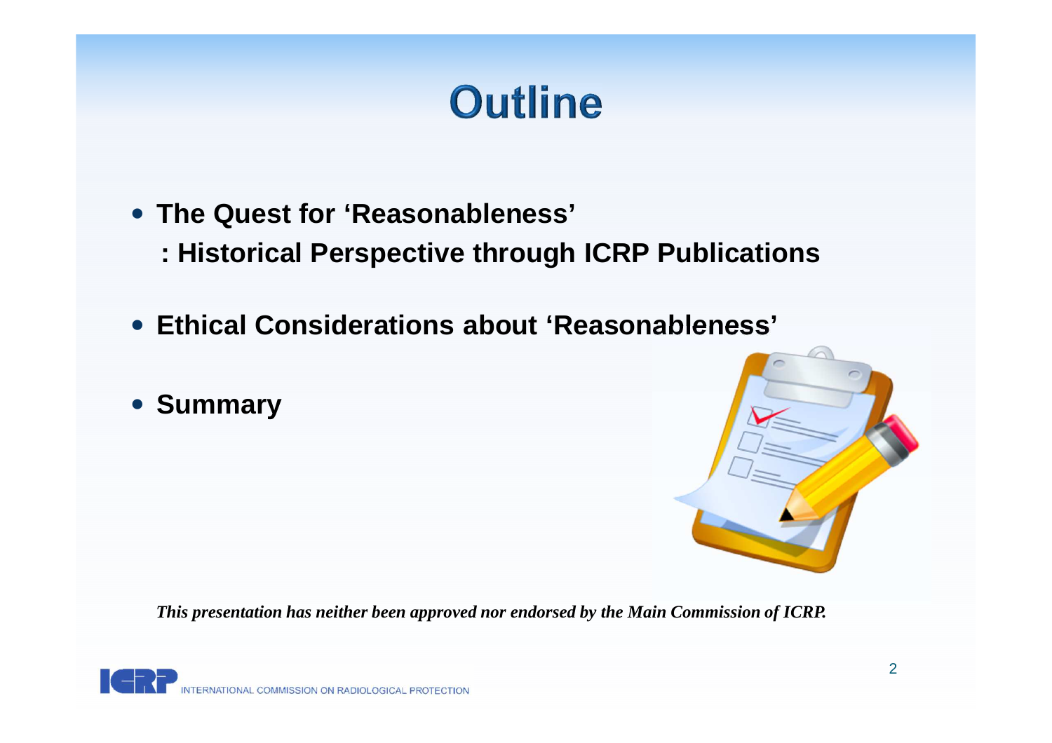# Outline

- **The Quest for 'Reasonableness'**
  **: Historical Perspective through ICRP Publications**
- **Ethical Considerations about 'Reasonableness'**
- **Summary**

***This presentation has neither been approved nor endorsed by the Main Commission of ICRP.***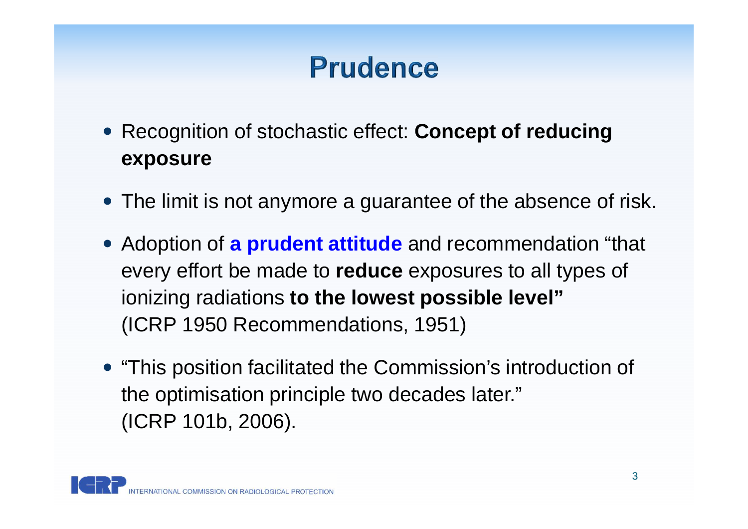# Prudence

- Recognition of stochastic effect: **Concept of reducing exposure**
- The limit is not anymore a guarantee of the absence of risk.
- Adoption of **a prudent attitude** and recommendation "that every effort be made to **reduce** exposures to all types of ionizing radiations **to the lowest possible level"** (ICRP 1950 Recommendations, 1951)
- "This position facilitated the Commission's introduction of the optimisation principle two decades later." (ICRP 101b, 2006).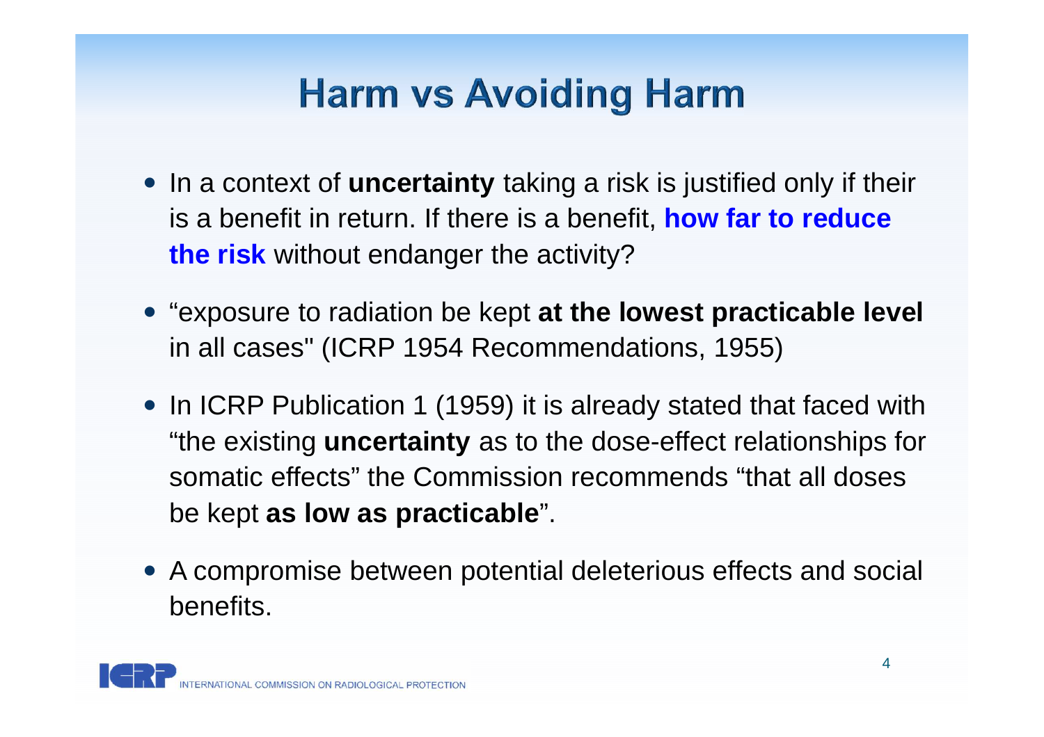# Harm vs Avoiding Harm

- In a context of **uncertainty** taking a risk is justified only if their is a benefit in return. If there is a benefit, **how far to reduce the risk** without endanger the activity?
- "exposure to radiation be kept **at the lowest practicable level** in all cases" (ICRP 1954 Recommendations, 1955)
- In ICRP Publication 1 (1959) it is already stated that faced with "the existing **uncertainty** as to the dose-effect relationships for somatic effects" the Commission recommends "that all doses be kept **as low as practicable**".
- A compromise between potential deleterious effects and social benefits.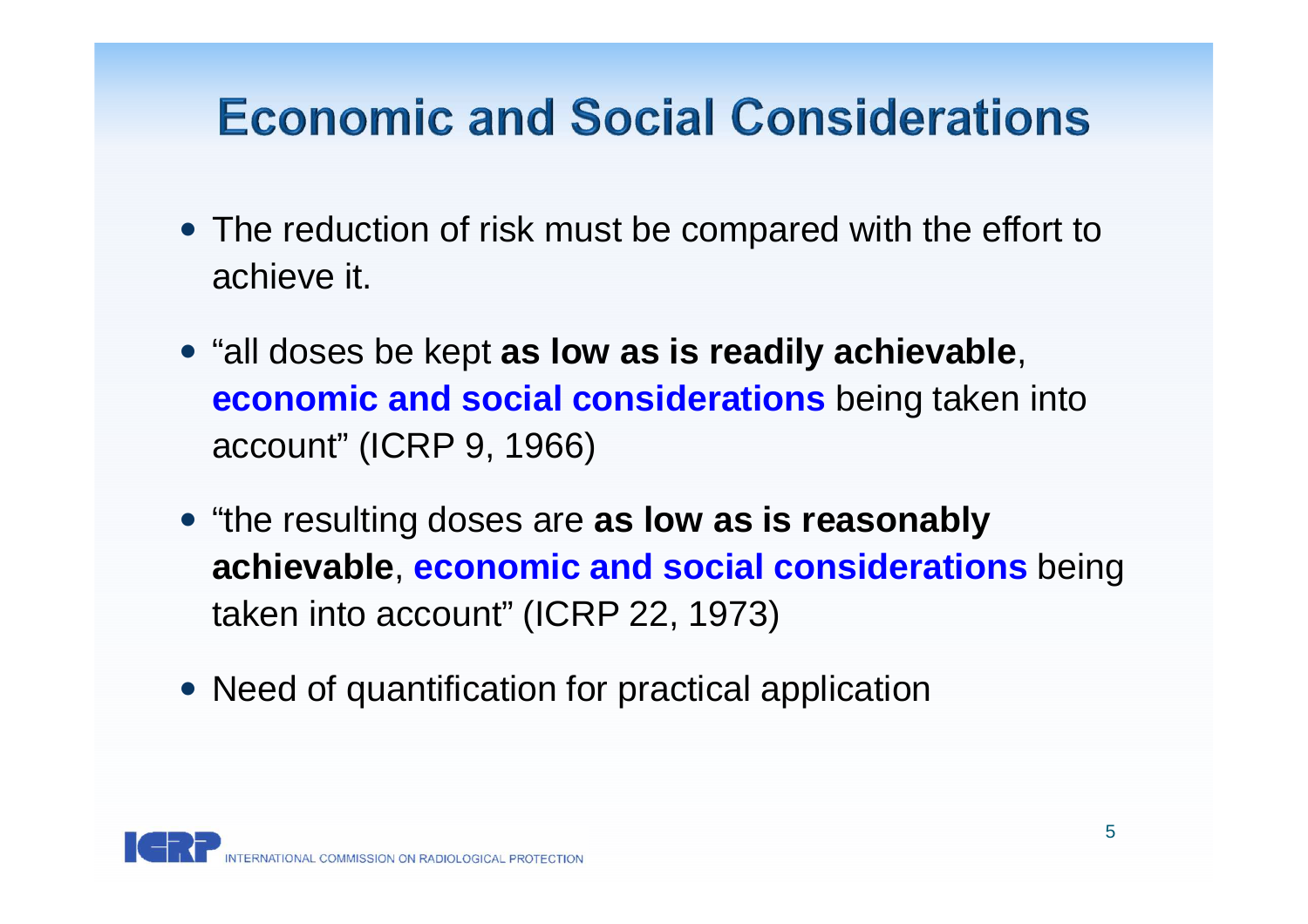# Economic and Social Considerations

- The reduction of risk must be compared with the effort to achieve it.
- "all doses be kept **as low as is readily achievable**, **economic and social considerations** being taken into account" (ICRP 9, 1966)
- "the resulting doses are **as low as is reasonably achievable**, **economic and social considerations** being taken into account" (ICRP 22, 1973)
- Need of quantification for practical application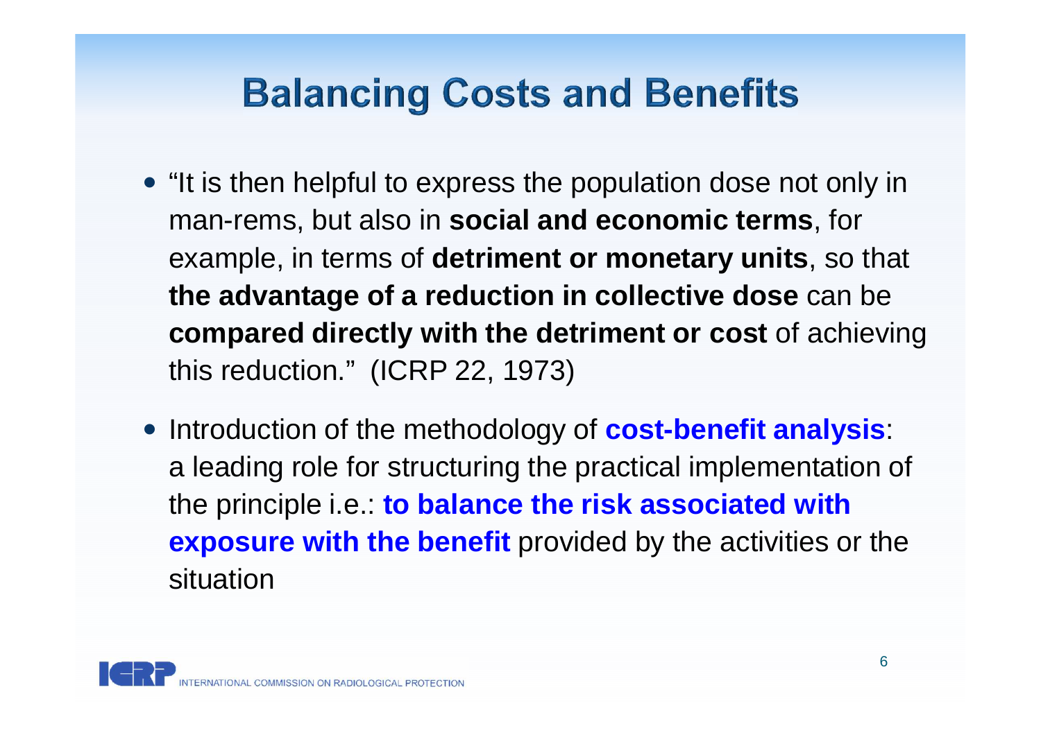# Balancing Costs and Benefits

- "It is then helpful to express the population dose not only in man-rems, but also in **social and economic terms**, for example, in terms of **detriment or monetary units**, so that **the advantage of a reduction in collective dose** can be **compared directly with the detriment or cost** of achieving this reduction." (ICRP 22, 1973)

- Introduction of the methodology of **cost-benefit analysis**: a leading role for structuring the practical implementation of the principle i.e.: **to balance the risk associated with exposure with the benefit** provided by the activities or the situation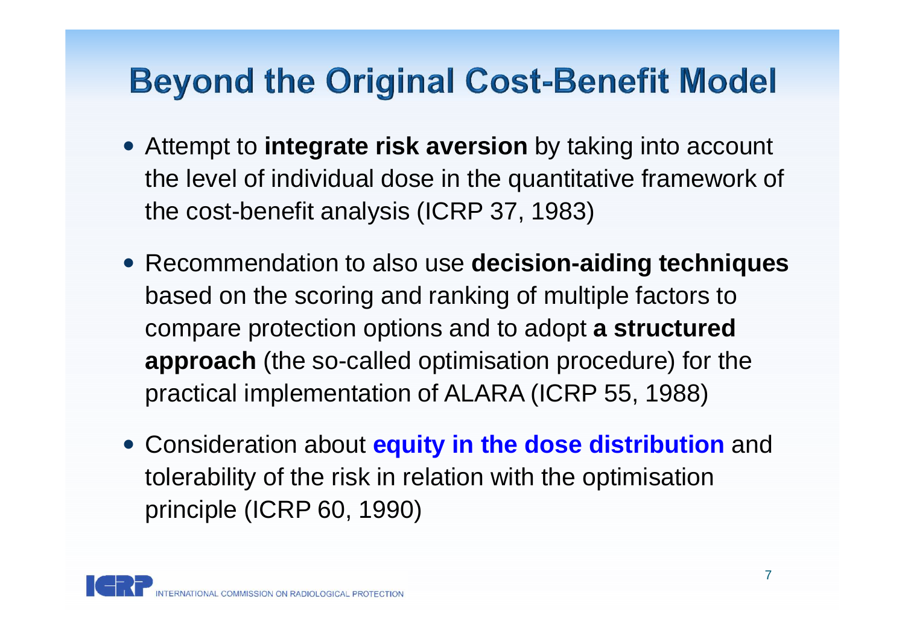# Beyond the Original Cost-Benefit Model

- Attempt to **integrate risk aversion** by taking into account the level of individual dose in the quantitative framework of the cost-benefit analysis (ICRP 37, 1983)
- Recommendation to also use **decision-aiding techniques** based on the scoring and ranking of multiple factors to compare protection options and to adopt **a structured approach** (the so-called optimisation procedure) for the practical implementation of ALARA (ICRP 55, 1988)
- Consideration about **equity in the dose distribution** and tolerability of the risk in relation with the optimisation principle (ICRP 60, 1990)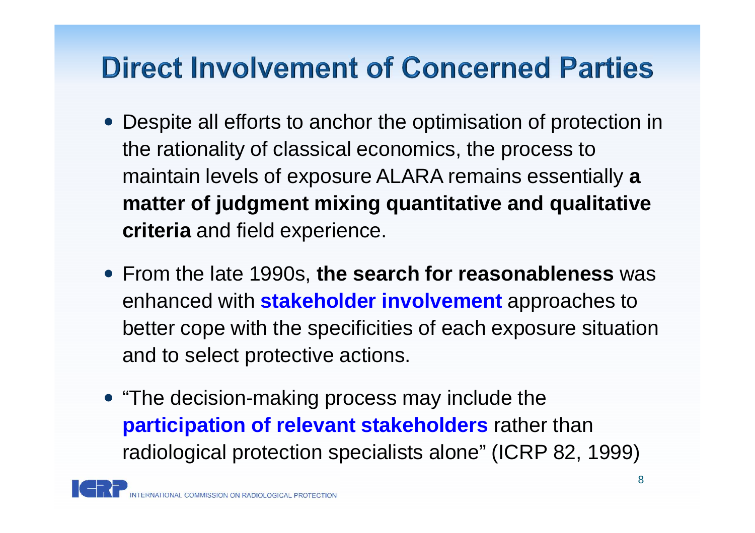# Direct Involvement of Concerned Parties

- Despite all efforts to anchor the optimisation of protection in the rationality of classical economics, the process to maintain levels of exposure ALARA remains essentially **a matter of judgment mixing quantitative and qualitative criteria** and field experience.
- From the late 1990s, **the search for reasonableness** was enhanced with **stakeholder involvement** approaches to better cope with the specificities of each exposure situation and to select protective actions.
- "The decision-making process may include the **participation of relevant stakeholders** rather than radiological protection specialists alone" (ICRP 82, 1999)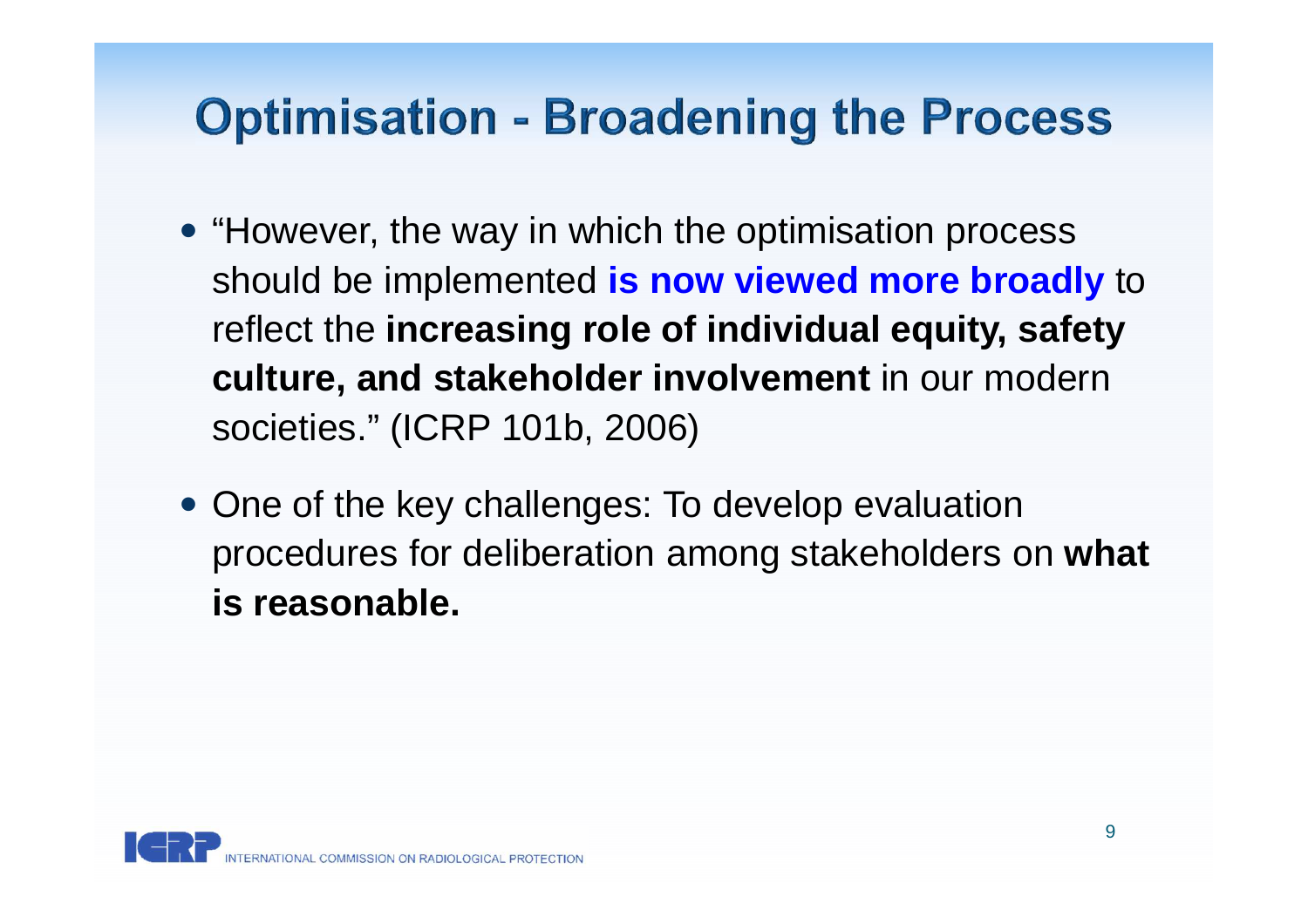# Optimisation - Broadening the Process

- "However, the way in which the optimisation process should be implemented **is now viewed more broadly** to reflect the **increasing role of individual equity, safety culture, and stakeholder involvement** in our modern societies." (ICRP 101b, 2006)

- One of the key challenges: To develop evaluation procedures for deliberation among stakeholders on **what is reasonable.**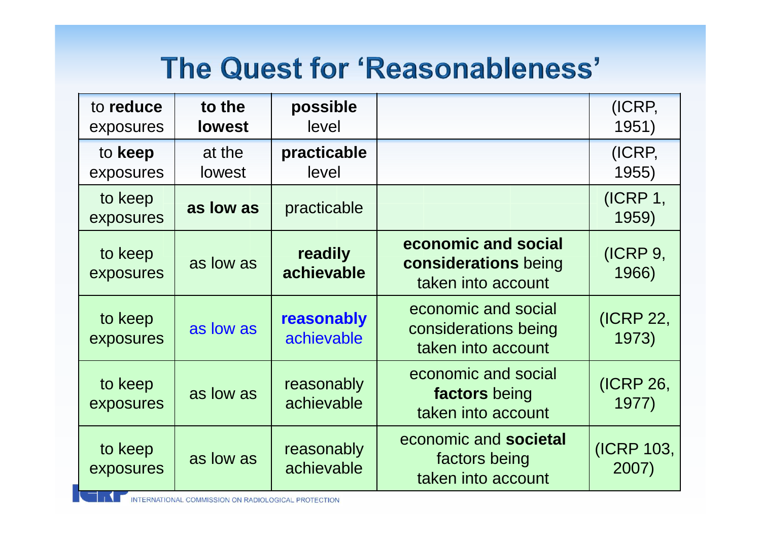# The Quest for 'Reasonableness'

| | | | | |
|---|---|---|---|---|
| to **reduce** exposures | **to the lowest** | **possible** level | | (ICRP, 1951) |
| to **keep** exposures | at the lowest | **practicable** level | | (ICRP, 1955) |
| to keep exposures | **as low as** | practicable | | (ICRP 1, 1959) |
| to keep exposures | as low as | **readily achievable** | **economic and social considerations** being taken into account | (ICRP 9, 1966) |
| to keep exposures | as low as | **reasonably** achievable | economic and social considerations being taken into account | (ICRP 22, 1973) |
| to keep exposures | as low as | reasonably achievable | economic and social **factors** being taken into account | (ICRP 26, 1977) |
| to keep exposures | as low as | reasonably achievable | economic and **societal** factors being taken into account | (ICRP 103, 2007) |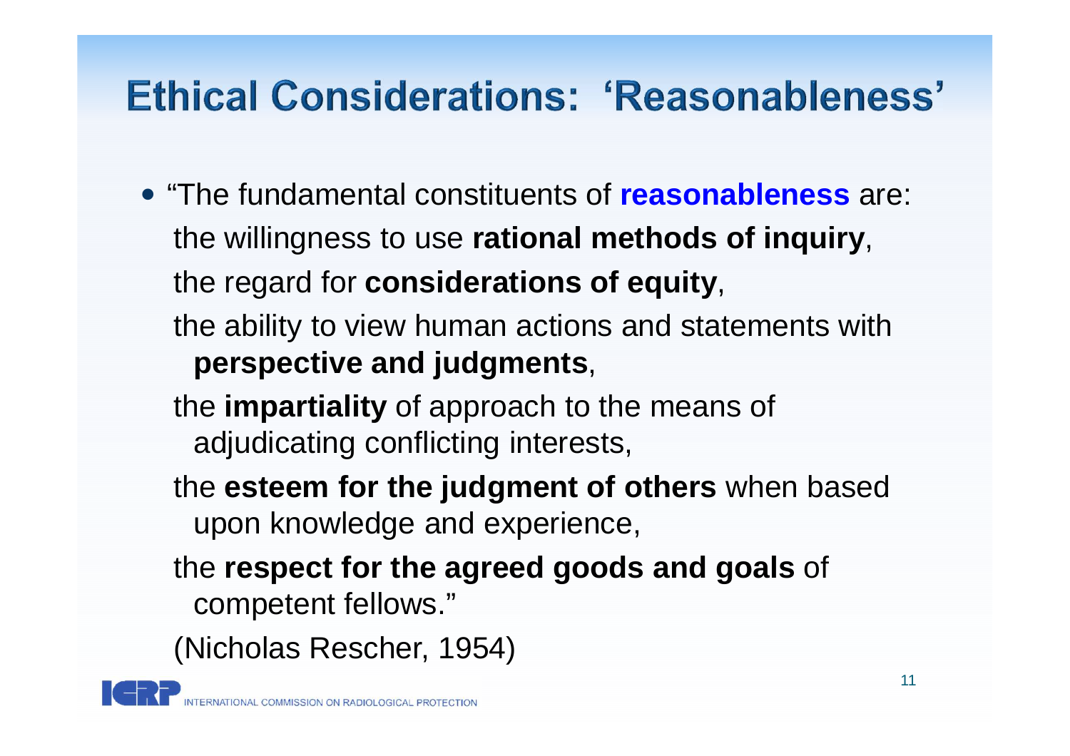# Ethical Considerations: 'Reasonableness'

- "The fundamental constituents of **reasonableness** are:

  the willingness to use **rational methods of inquiry**,

  the regard for **considerations of equity**,

  the ability to view human actions and statements with **perspective and judgments**,

  the **impartiality** of approach to the means of adjudicating conflicting interests,

  the **esteem for the judgment of others** when based upon knowledge and experience,

  the **respect for the agreed goods and goals** of competent fellows."

  (Nicholas Rescher, 1954)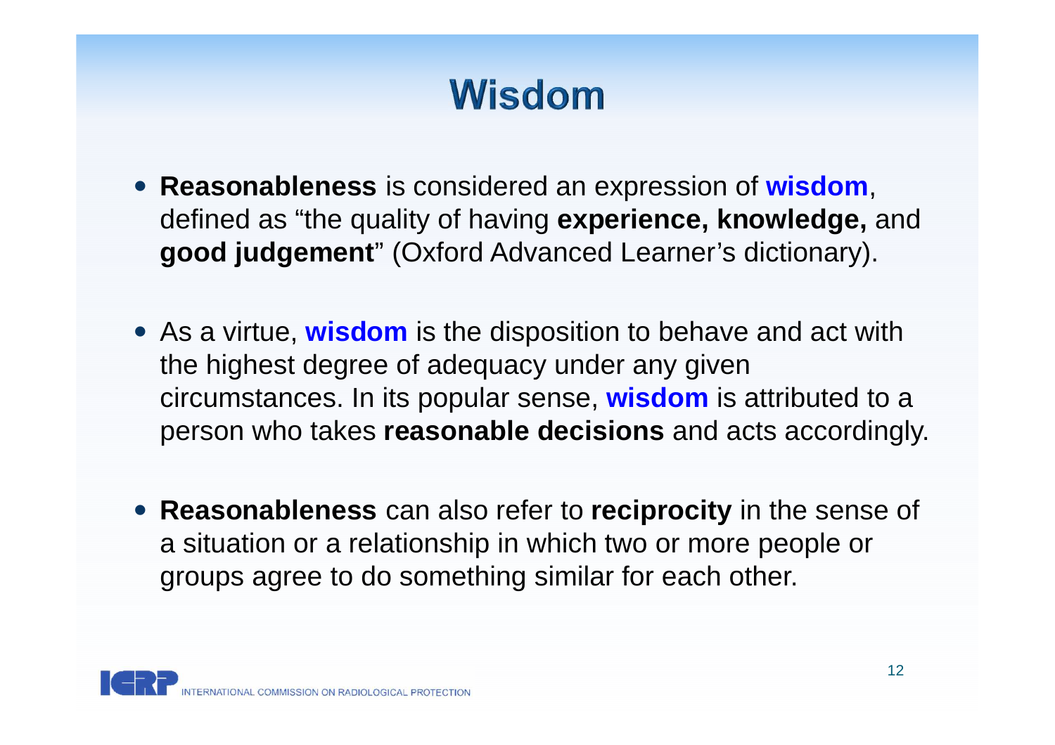# Wisdom

- **Reasonableness** is considered an expression of **wisdom**, defined as "the quality of having **experience, knowledge,** and **good judgement**" (Oxford Advanced Learner's dictionary).

- As a virtue, **wisdom** is the disposition to behave and act with the highest degree of adequacy under any given circumstances. In its popular sense, **wisdom** is attributed to a person who takes **reasonable decisions** and acts accordingly.

- **Reasonableness** can also refer to **reciprocity** in the sense of a situation or a relationship in which two or more people or groups agree to do something similar for each other.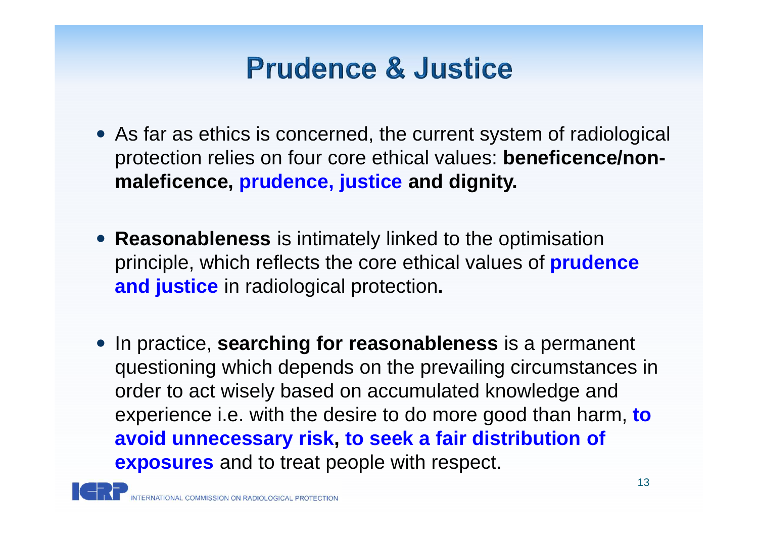# Prudence & Justice

- As far as ethics is concerned, the current system of radiological protection relies on four core ethical values: **beneficence/non-maleficence, prudence, justice and dignity.**

- **Reasonableness** is intimately linked to the optimisation principle, which reflects the core ethical values of **prudence and justice** in radiological protection**.**

- In practice, **searching for reasonableness** is a permanent questioning which depends on the prevailing circumstances in order to act wisely based on accumulated knowledge and experience i.e. with the desire to do more good than harm, **to avoid unnecessary risk, to seek a fair distribution of exposures** and to treat people with respect.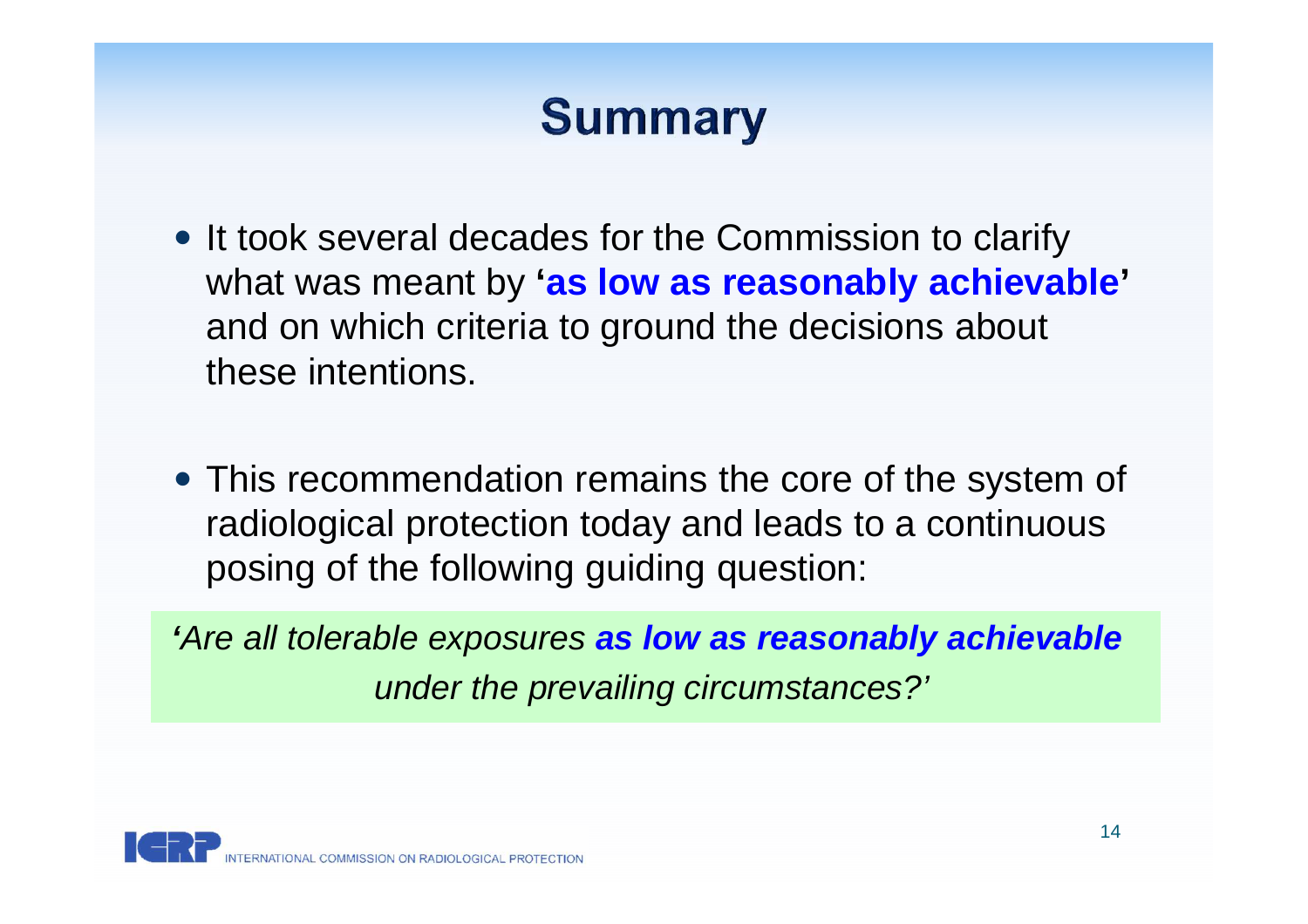# Summary

- It took several decades for the Commission to clarify what was meant by **'as low as reasonably achievable'** and on which criteria to ground the decisions about these intentions.

- This recommendation remains the core of the system of radiological protection today and leads to a continuous posing of the following guiding question:

*'Are all tolerable exposures **as low as reasonably achievable** under the prevailing circumstances?'*

INTERNATIONAL COMMISSION ON RADIOLOGICAL PROTECTION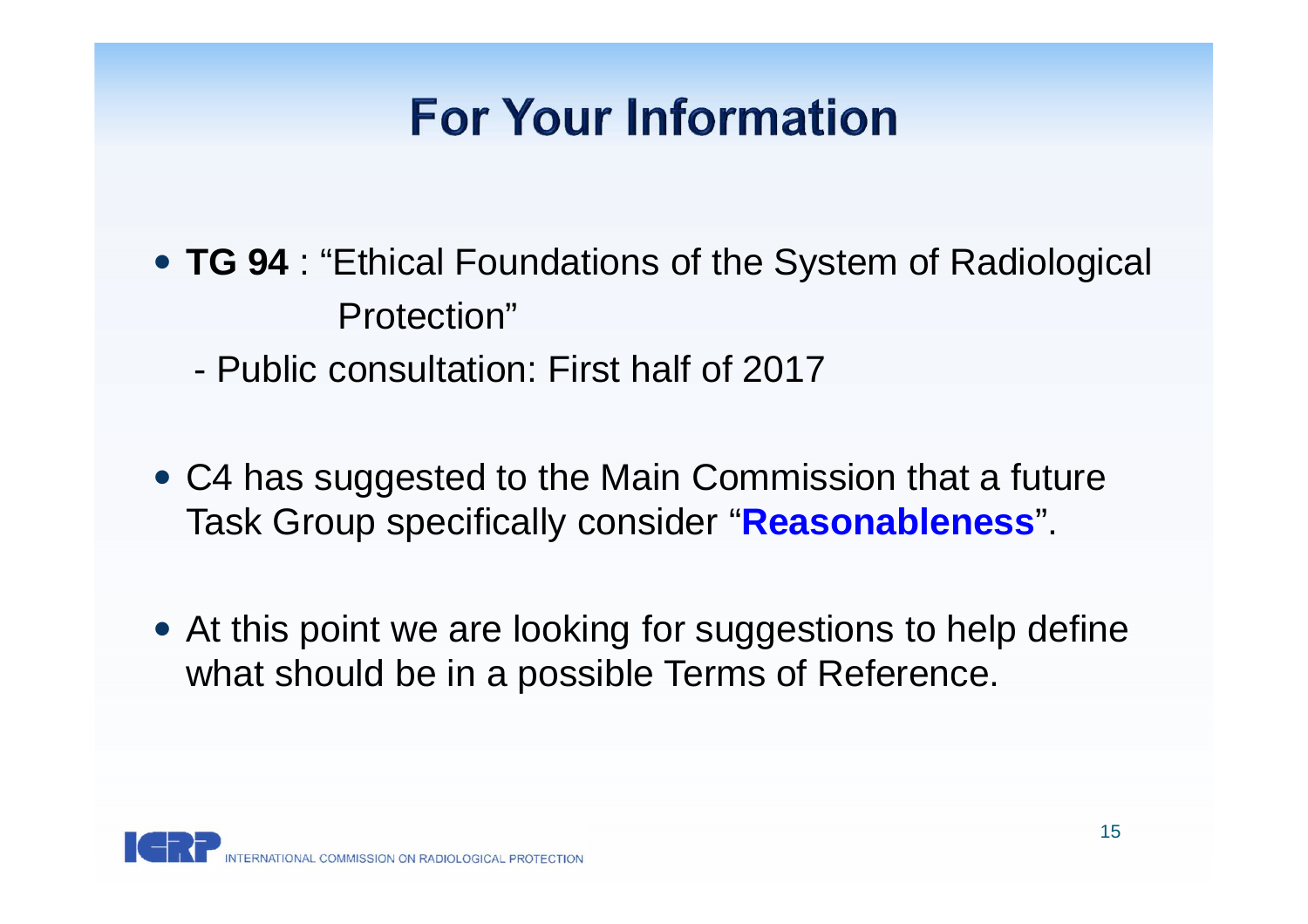# For Your Information

- **TG 94** : "Ethical Foundations of the System of Radiological Protection"
  - Public consultation: First half of 2017

- C4 has suggested to the Main Commission that a future Task Group specifically consider "**Reasonableness**".

- At this point we are looking for suggestions to help define what should be in a possible Terms of Reference.

ICRP INTERNATIONAL COMMISSION ON RADIOLOGICAL PROTECTION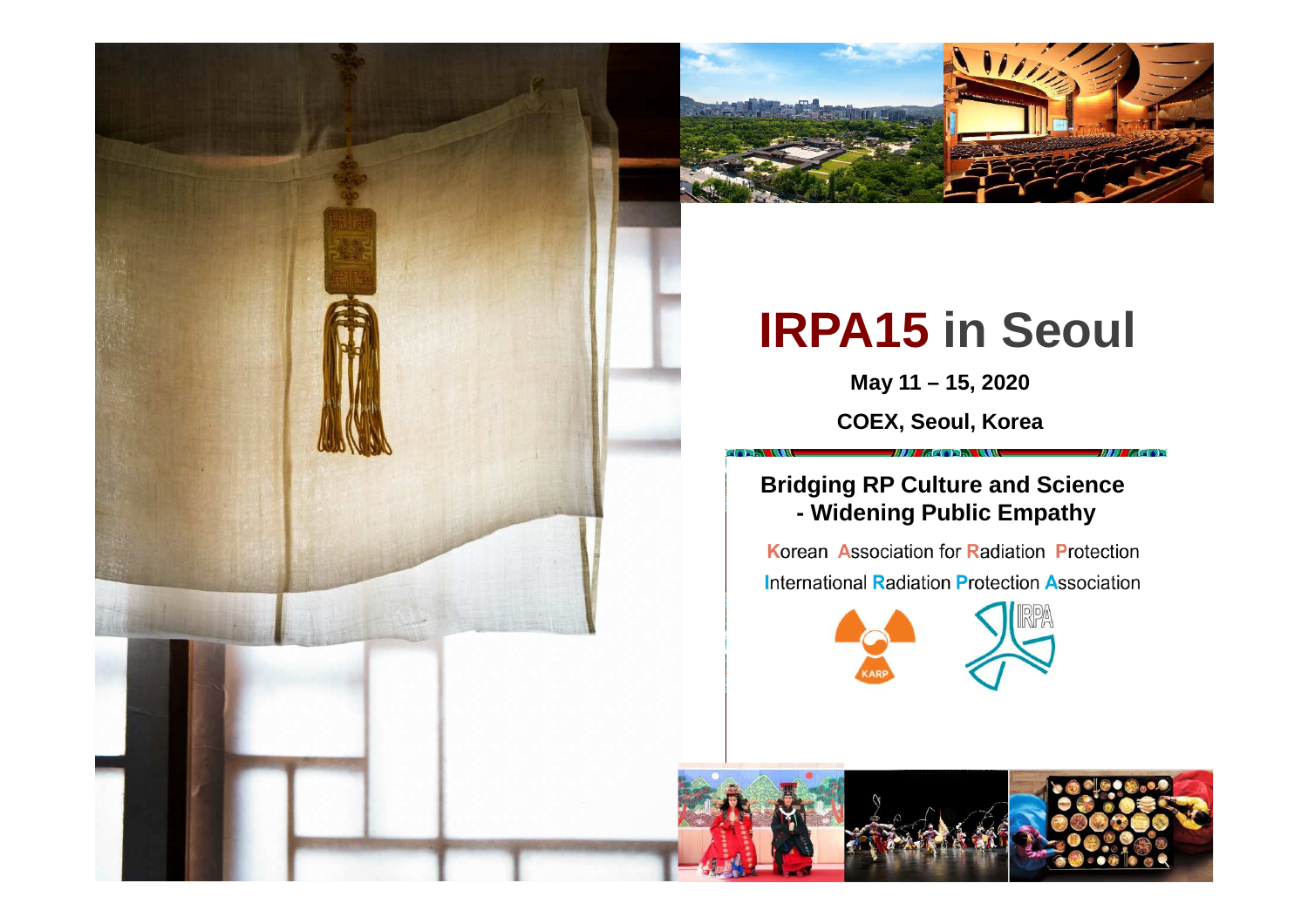# IRPA15 in Seoul

**May 11 – 15, 2020**

**COEX, Seoul, Korea**

**Bridging RP Culture and Science**
**- Widening Public Empathy**

Korean Association for Radiation Protection

International Radiation Protection Association